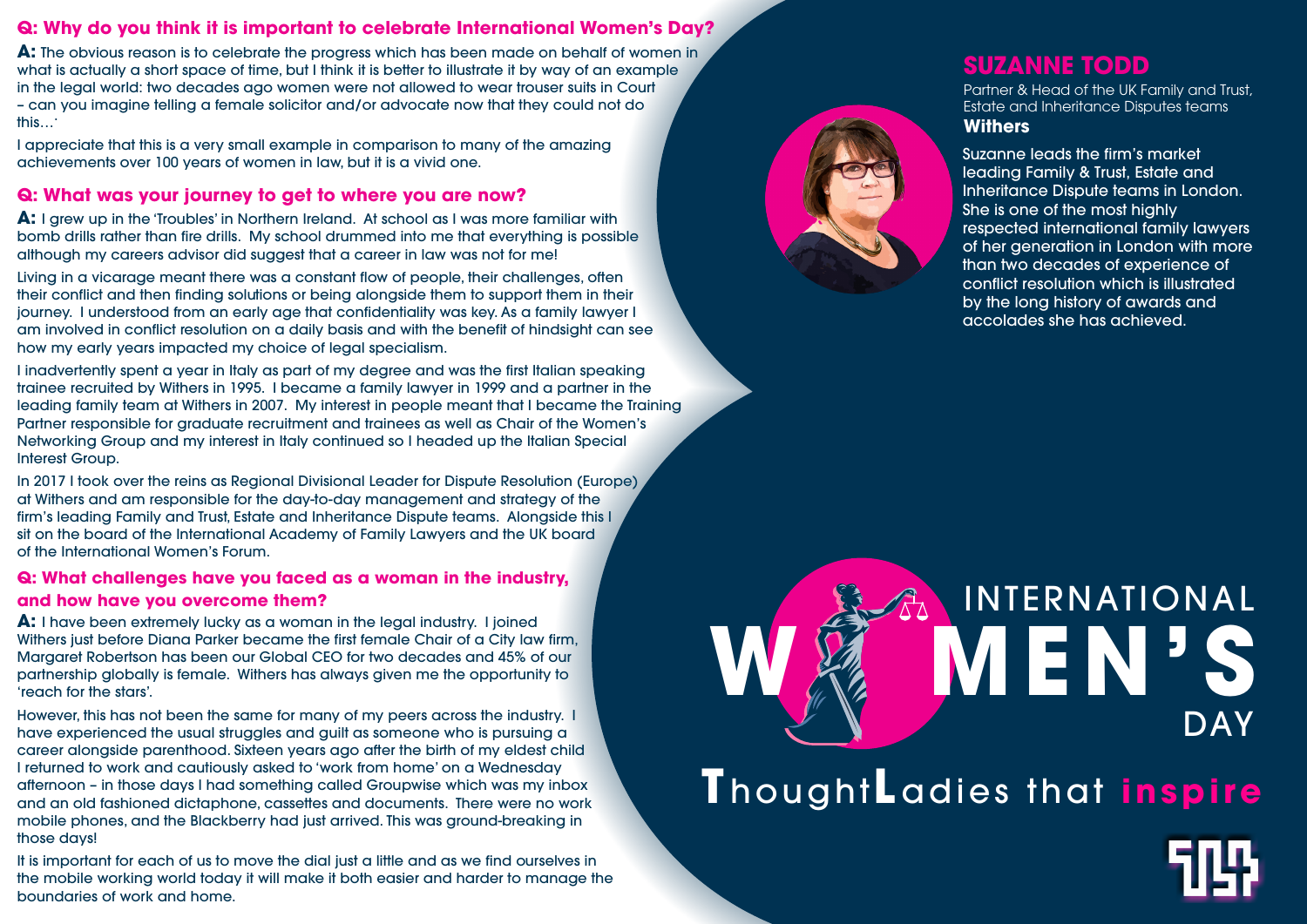## Q: Why do you think it is important to celebrate International Women's Day?

**A:** The obvious reason is to celebrate the progress which has been made on behalf of women in what is actually a short space of time, but I think it is better to illustrate it by way of an example in the legal world: two decades ago women were not allowed to wear trouser suits in Court – can you imagine telling a female solicitor and/or advocate now that they could not do this…`

I appreciate that this is a very small example in comparison to many of the amazing achievements over 100 years of women in law, but it is a vivid one.

## Q: What was your journey to get to where you are now?

**A:** I grew up in the 'Troubles' in Northern Ireland. At school as I was more familiar with bomb drills rather than fire drills. My school drummed into me that everything is possible although my careers advisor did suggest that a career in law was not for me!

Living in a vicarage meant there was a constant flow of people, their challenges, often their conflict and then finding solutions or being alongside them to support them in their journey. I understood from an early age that confidentiality was key. As a family lawyer I am involved in conflict resolution on a daily basis and with the benefit of hindsight can see how my early years impacted my choice of legal specialism.

I inadvertently spent a year in Italy as part of my degree and was the first Italian speaking trainee recruited by Withers in 1995. I became a family lawyer in 1999 and a partner in the leading family team at Withers in 2007. My interest in people meant that I became the Training Partner responsible for graduate recruitment and trainees as well as Chair of the Women's Networking Group and my interest in Italy continued so I headed up the Italian Special Interest Group.

In 2017 I took over the reins as Regional Divisional Leader for Dispute Resolution (Europe) at Withers and am responsible for the day-to-day management and strategy of the firm's leading Family and Trust, Estate and Inheritance Dispute teams. Alongside this I sit on the board of the International Academy of Family Lawyers and the UK board of the International Women's Forum.

## Q: What challenges have you faced as a woman in the industry, and how have you overcome them?

**A:** I have been extremely lucky as a woman in the legal industry. I joined Withers just before Diana Parker became the first female Chair of a City law firm, Margaret Robertson has been our Global CEO for two decades and 45% of our partnership globally is female. Withers has always given me the opportunity to 'reach for the stars'.

However, this has not been the same for many of my peers across the industry. I have experienced the usual struggles and guilt as someone who is pursuing a career alongside parenthood. Sixteen years ago after the birth of my eldest child I returned to work and cautiously asked to 'work from home' on a Wednesday afternoon – in those days I had something called Groupwise which was my inbox and an old fashioned dictaphone, cassettes and documents. There were no work mobile phones, and the Blackberry had just arrived. This was ground-breaking in those days!

It is important for each of us to move the dial just a little and as we find ourselves in the mobile working world today it will make it both easier and harder to manage the boundaries of work and home.

# SUZANNE TODD

Partner & Head of the UK Family and Trust, Estate and Inheritance Disputes teams

**Withers**

Suzanne leads the firm's market leading Family & Trust, Estate and Inheritance Dispute teams in London. She is one of the most highly respected international family lawyers of her generation in London with more than two decades of experience of conflict resolution which is illustrated by the long history of awards and accolades she has achieved.

INTERNATIONAL WOMEN'S DAY

ThoughtLadies that **inspire**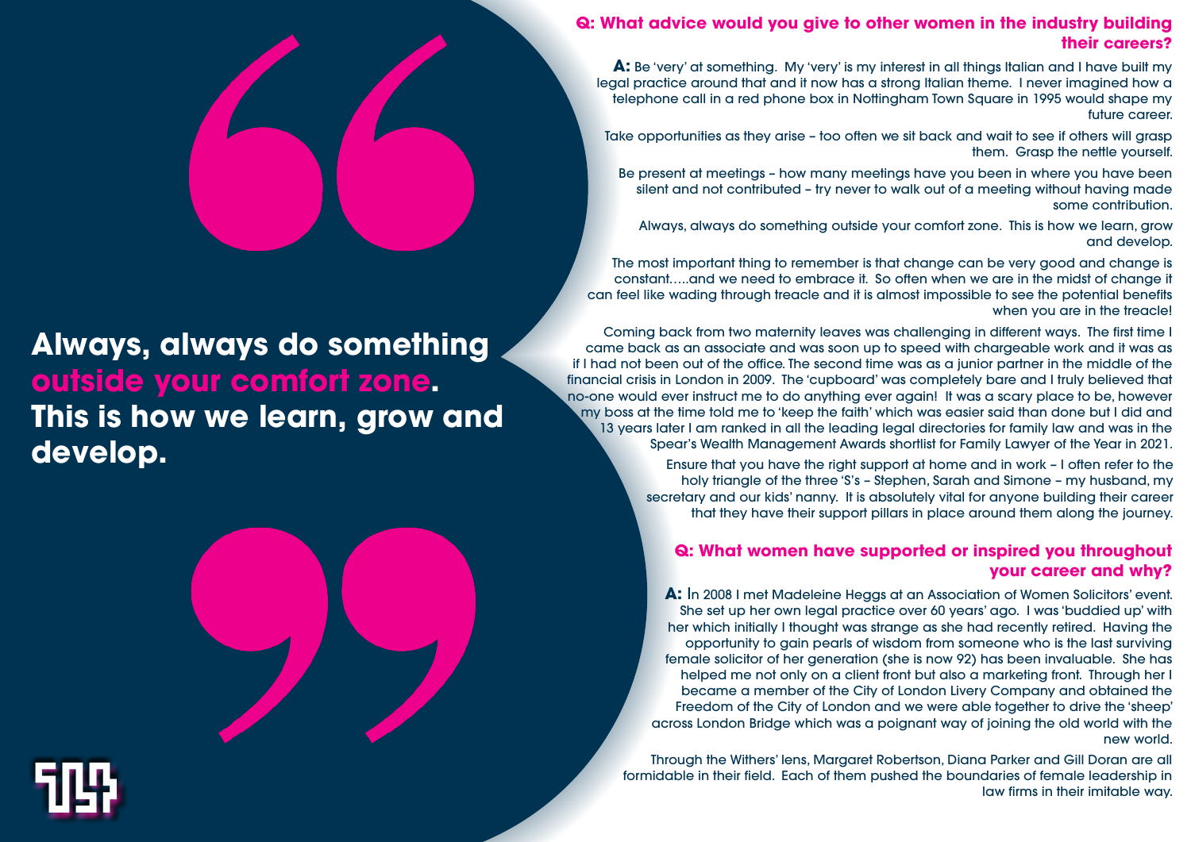**Always, always do something outside your comfort zone. This is how we learn, grow and develop.**

## Q: What advice would you give to other women in the industry building their careers?

**A:** Be 'very' at something. My 'very' is my interest in all things Italian and I have built my legal practice around that and it now has a strong Italian theme. I never imagined how a telephone call in a red phone box in Nottingham Town Square in 1995 would shape my future career.

Take opportunities as they arise – too often we sit back and wait to see if others will grasp them. Grasp the nettle yourself.

Be present at meetings – how many meetings have you been in where you have been silent and not contributed – try never to walk out of a meeting without having made some contribution.

Always, always do something outside your comfort zone. This is how we learn, grow and develop.

The most important thing to remember is that change can be very good and change is constant…..and we need to embrace it. So often when we are in the midst of change it can feel like wading through treacle and it is almost impossible to see the potential benefits when you are in the treacle!

Coming back from two maternity leaves was challenging in different ways. The first time I came back as an associate and was soon up to speed with chargeable work and it was as if I had not been out of the office. The second time was as a junior partner in the middle of the financial crisis in London in 2009. The 'cupboard' was completely bare and I truly believed that no-one would ever instruct me to do anything ever again! It was a scary place to be, however my boss at the time told me to 'keep the faith' which was easier said than done but I did and 13 years later I am ranked in all the leading legal directories for family law and was in the Spear's Wealth Management Awards shortlist for Family Lawyer of the Year in 2021.

Ensure that you have the right support at home and in work – I often refer to the holy triangle of the three 'S's – Stephen, Sarah and Simone – my husband, my secretary and our kids' nanny. It is absolutely vital for anyone building their career that they have their support pillars in place around them along the journey.

## Q: What women have supported or inspired you throughout your career and why?

**A:** In 2008 I met Madeleine Heggs at an Association of Women Solicitors' event. She set up her own legal practice over 60 years' ago. I was 'buddied up' with her which initially I thought was strange as she had recently retired. Having the opportunity to gain pearls of wisdom from someone who is the last surviving female solicitor of her generation (she is now 92) has been invaluable. She has helped me not only on a client front but also a marketing front. Through her I became a member of the City of London Livery Company and obtained the Freedom of the City of London and we were able together to drive the 'sheep' across London Bridge which was a poignant way of joining the old world with the new world.

Through the Withers' lens, Margaret Robertson, Diana Parker and Gill Doran are all formidable in their field. Each of them pushed the boundaries of female leadership in law firms in their imitable way.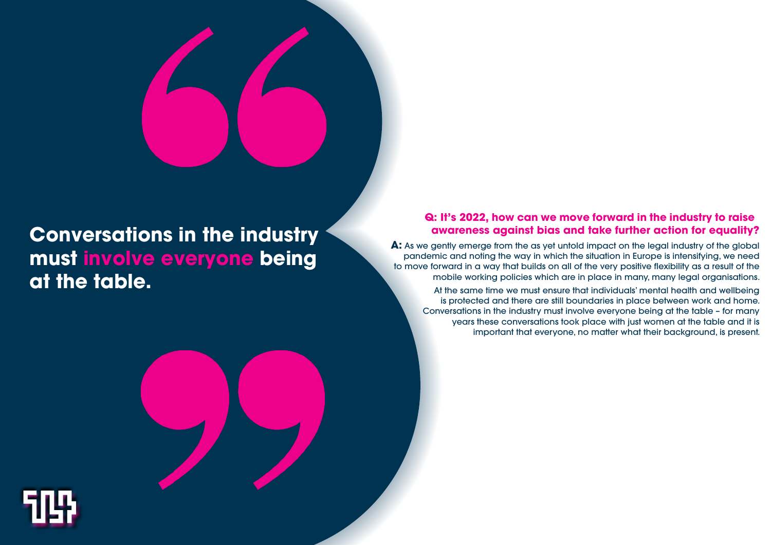**Conversations in the industry must involve everyone being at the table.**

**Q: It's 2022, how can we move forward in the industry to raise awareness against bias and take further action for equality?**

**A:** As we gently emerge from the as yet untold impact on the legal industry of the global pandemic and noting the way in which the situation in Europe is intensifying, we need to move forward in a way that builds on all of the very positive flexibility as a result of the mobile working policies which are in place in many, many legal organisations.

At the same time we must ensure that individuals' mental health and wellbeing is protected and there are still boundaries in place between work and home. Conversations in the industry must involve everyone being at the table – for many years these conversations took place with just women at the table and it is important that everyone, no matter what their background, is present.